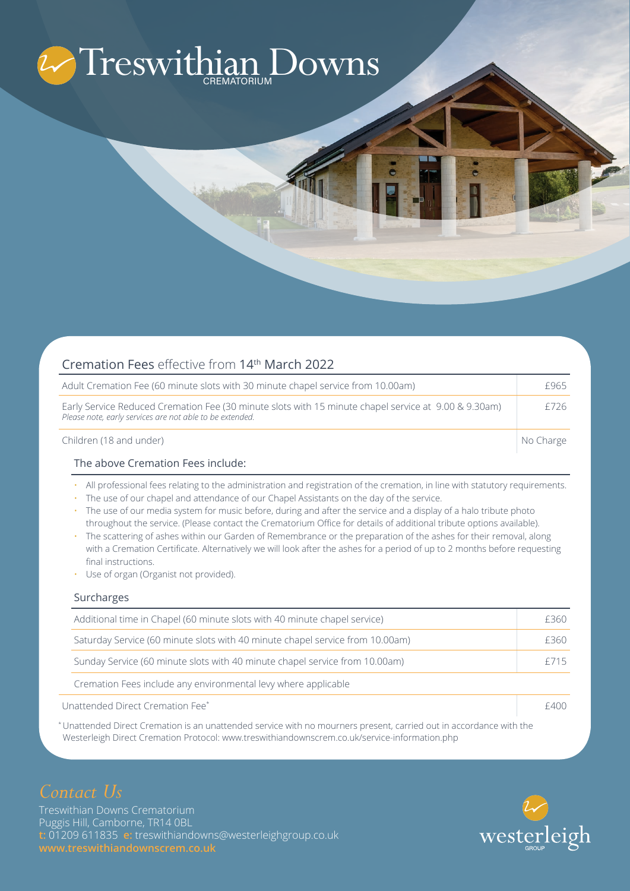# Treswithian Downs

CREMATORIUM

## Cremation Fees effective from 14th March 2022

| Item | Fee |
| --- | --- |
| Adult Cremation Fee (60 minute slots with 30 minute chapel service from 10.00am) | £965 |
| Early Service Reduced Cremation Fee (30 minute slots with 15 minute chapel service at 9.00 & 9.30am) *Please note, early services are not able to be extended.* | £726 |
| Children (18 and under) | No Charge |

### The above Cremation Fees include:

- All professional fees relating to the administration and registration of the cremation, in line with statutory requirements.
- The use of our chapel and attendance of our Chapel Assistants on the day of the service.
- The use of our media system for music before, during and after the service and a display of a halo tribute photo throughout the service. (Please contact the Crematorium Office for details of additional tribute options available).
- The scattering of ashes within our Garden of Remembrance or the preparation of the ashes for their removal, along with a Cremation Certificate. Alternatively we will look after the ashes for a period of up to 2 months before requesting final instructions.
- Use of organ (Organist not provided).

### Surcharges

| Item | Fee |
| --- | --- |
| Additional time in Chapel (60 minute slots with 40 minute chapel service) | £360 |
| Saturday Service (60 minute slots with 40 minute chapel service from 10.00am) | £360 |
| Sunday Service (60 minute slots with 40 minute chapel service from 10.00am) | £715 |

Cremation Fees include any environmental levy where applicable

| Item | Fee |
| --- | --- |
| Unattended Direct Cremation Fee* | £400 |

*Unattended Direct Cremation is an unattended service with no mourners present, carried out in accordance with the Westerleigh Direct Cremation Protocol: www.treswithiandownscrem.co.uk/service-information.php

## *Contact Us*

Treswithian Downs Crematorium
Puggis Hill, Camborne, TR14 0BL
**t:** 01209 611835 **e:** treswithiandowns@westerleighgroup.co.uk
**www.treswithiandownscrem.co.uk**

westerleigh GROUP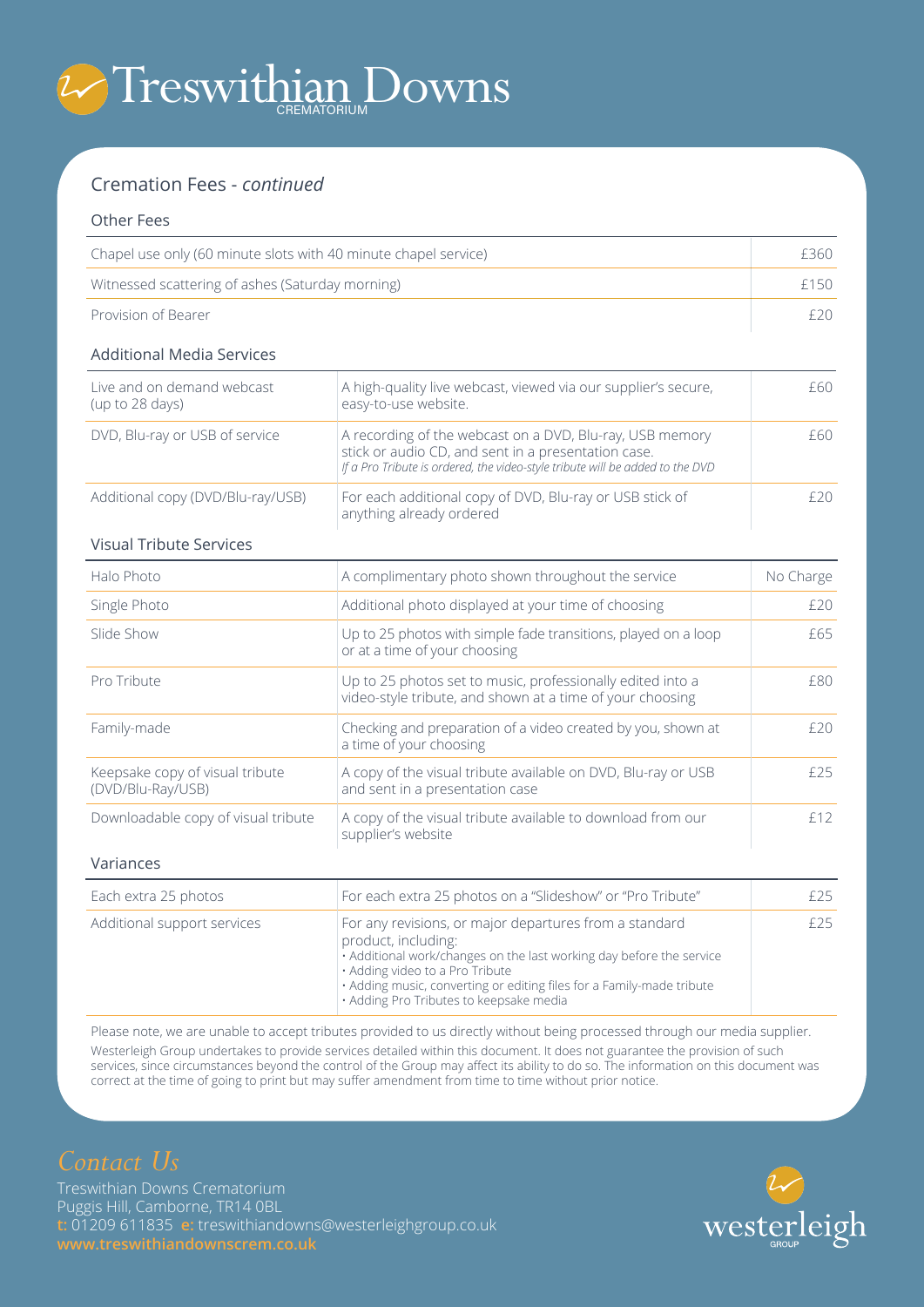# Treswithian Downs

CREMATORIUM

## Cremation Fees - *continued*

### Other Fees

| | |
|---|---|
| Chapel use only (60 minute slots with 40 minute chapel service) | £360 |
| Witnessed scattering of ashes (Saturday morning) | £150 |
| Provision of Bearer | £20 |

### Additional Media Services

| | | |
|---|---|---|
| Live and on demand webcast (up to 28 days) | A high-quality live webcast, viewed via our supplier's secure, easy-to-use website. | £60 |
| DVD, Blu-ray or USB of service | A recording of the webcast on a DVD, Blu-ray, USB memory stick or audio CD, and sent in a presentation case. *If a Pro Tribute is ordered, the video-style tribute will be added to the DVD* | £60 |
| Additional copy (DVD/Blu-ray/USB) | For each additional copy of DVD, Blu-ray or USB stick of anything already ordered | £20 |

### Visual Tribute Services

| | | |
|---|---|---|
| Halo Photo | A complimentary photo shown throughout the service | No Charge |
| Single Photo | Additional photo displayed at your time of choosing | £20 |
| Slide Show | Up to 25 photos with simple fade transitions, played on a loop or at a time of your choosing | £65 |
| Pro Tribute | Up to 25 photos set to music, professionally edited into a video-style tribute, and shown at a time of your choosing | £80 |
| Family-made | Checking and preparation of a video created by you, shown at a time of your choosing | £20 |
| Keepsake copy of visual tribute (DVD/Blu-Ray/USB) | A copy of the visual tribute available on DVD, Blu-ray or USB and sent in a presentation case | £25 |
| Downloadable copy of visual tribute | A copy of the visual tribute available to download from our supplier's website | £12 |

### Variances

| | | |
|---|---|---|
| Each extra 25 photos | For each extra 25 photos on a "Slideshow" or "Pro Tribute" | £25 |
| Additional support services | For any revisions, or major departures from a standard product, including: • Additional work/changes on the last working day before the service • Adding video to a Pro Tribute • Adding music, converting or editing files for a Family-made tribute • Adding Pro Tributes to keepsake media | £25 |

Please note, we are unable to accept tributes provided to us directly without being processed through our media supplier.

Westerleigh Group undertakes to provide services detailed within this document. It does not guarantee the provision of such services, since circumstances beyond the control of the Group may affect its ability to do so. The information on this document was correct at the time of going to print but may suffer amendment from time to time without prior notice.

## Contact Us

Treswithian Downs Crematorium
Puggis Hill, Camborne, TR14 0BL
**t:** 01209 611835 **e:** treswithiandowns@westerleighgroup.co.uk
**www.treswithiandownscrem.co.uk**

westerleigh GROUP